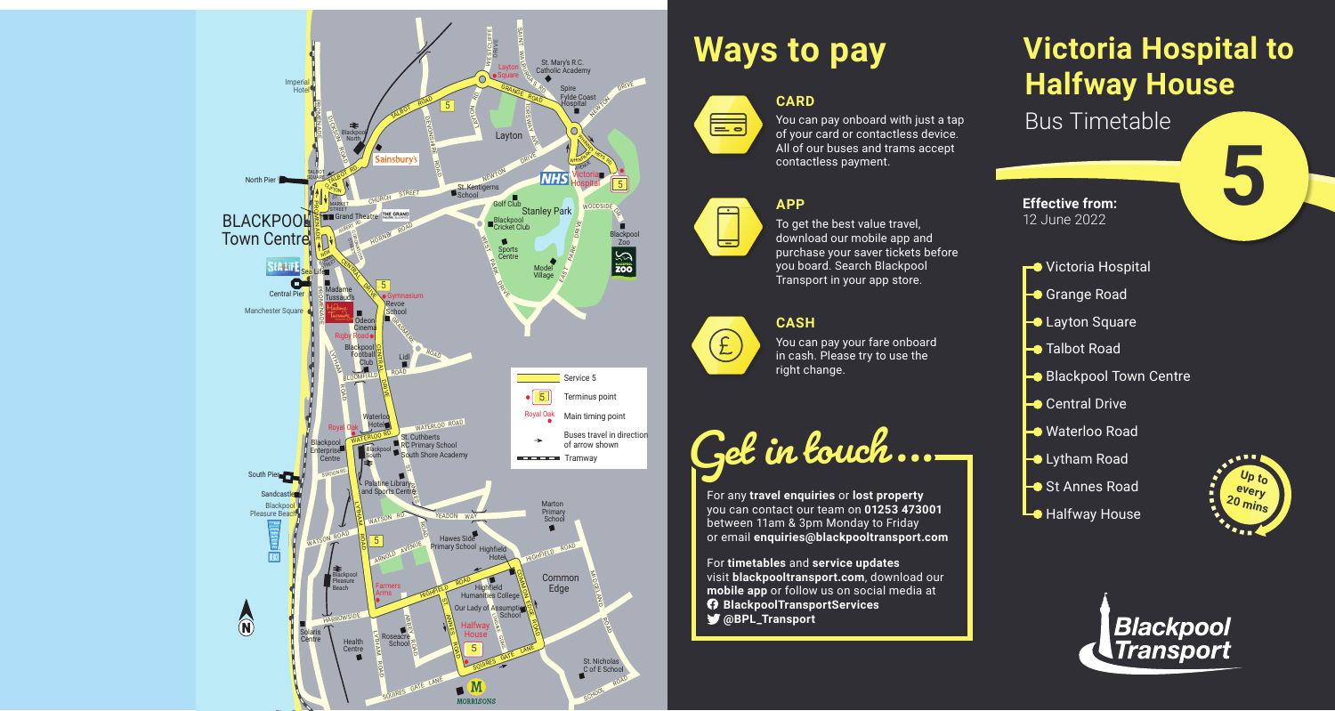# Ways to pay

### CARD

You can pay onboard with just a tap of your card or contactless device. All of our buses and trams accept contactless payment.

### APP

To get the best value travel, download our mobile app and purchase your saver tickets before you board. Search Blackpool Transport in your app store.

### CASH

You can pay your fare onboard in cash. Please try to use the right change.

## Get in touch...

For any **travel enquiries** or **lost property** you can contact our team on **01253 473001** between 11am & 3pm Monday to Friday or email **enquiries@blackpooltransport.com**

For **timetables** and **service updates** visit **blackpooltransport.com**, download our **mobile app** or follow us on social media at

- **BlackpoolTransportServices**
- **@BPL_Transport**

# Victoria Hospital to Halfway House

## Bus Timetable

**5**

**Effective from:**
12 June 2022

- Victoria Hospital
- Grange Road
- Layton Square
- Talbot Road
- Blackpool Town Centre
- Central Drive
- Waterloo Road
- Lytham Road
- St Annes Road
- Halfway House

Up to every 20 mins

Blackpool Transport

Service 5 | Terminus point | Main timing point | Buses travel in direction of arrow shown | Tramway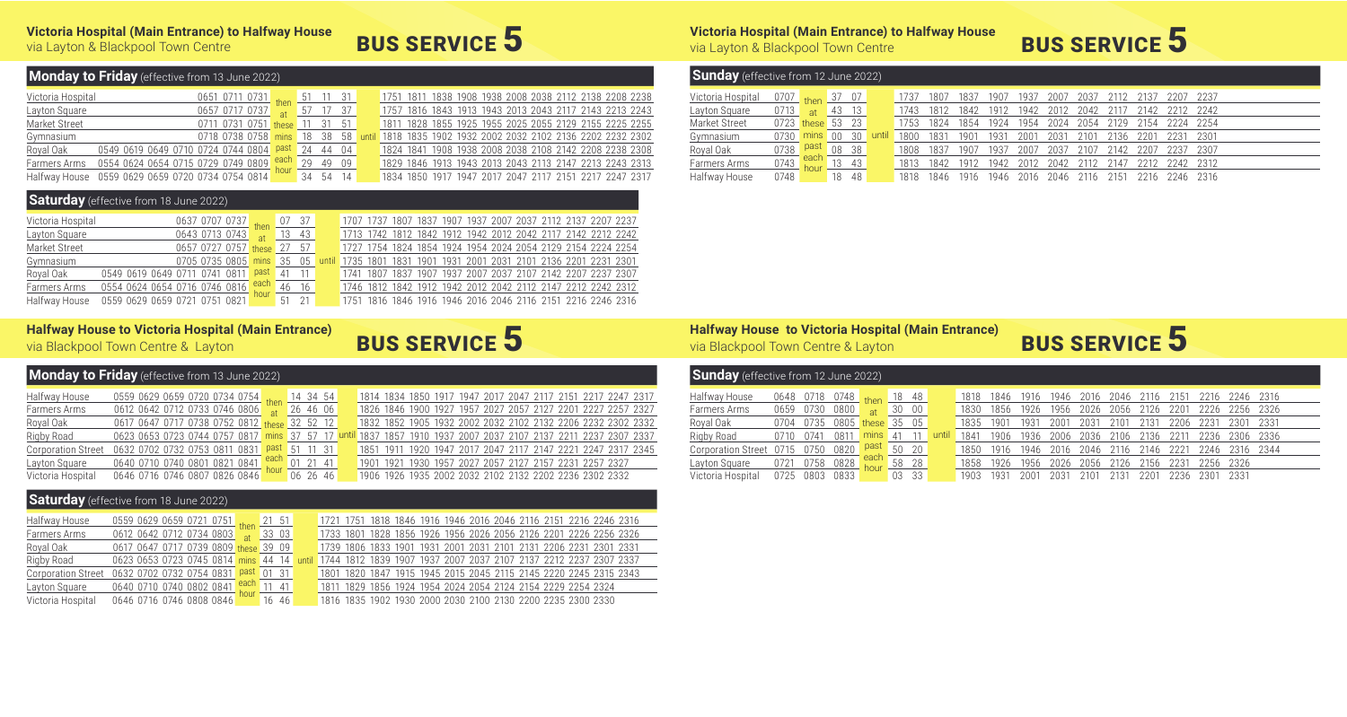## Victoria Hospital (Main Entrance) to Halfway House
via Layton & Blackpool Town Centre

# BUS SERVICE 5

### Monday to Friday (effective from 13 June 2022)

| | | | | | | | | | | | | | | | | | | | | | | | |
|---|---|---|---|---|---|---|---|---|---|---|---|---|---|---|---|---|---|---|---|---|---|---|---|
| Victoria Hospital | | | | 0651 | 0711 | 0731 | then | 51 | 11 | 31 | | 1751 | 1811 | 1838 | 1908 | 1938 | 2008 | 2038 | 2112 | 2138 | 2208 | 2238 |
| Layton Square | | | | 0657 | 0717 | 0737 | at | 57 | 17 | 37 | | 1757 | 1816 | 1843 | 1913 | 1943 | 2013 | 2043 | 2117 | 2143 | 2213 | 2243 |
| Market Street | | | | 0711 | 0731 | 0751 | these | 11 | 31 | 51 | | 1811 | 1828 | 1855 | 1925 | 1955 | 2025 | 2055 | 2129 | 2155 | 2225 | 2255 |
| Gymnasium | | | | 0718 | 0738 | 0758 | mins | 18 | 38 | 58 | until | 1818 | 1835 | 1902 | 1932 | 2002 | 2032 | 2102 | 2136 | 2202 | 2232 | 2302 |
| Royal Oak | 0549 | 0619 | 0649 | 0710 | 0724 | 0744 | 0804 | past | 24 | 44 | 04 | 1824 | 1841 | 1908 | 1938 | 2008 | 2038 | 2108 | 2142 | 2208 | 2238 | 2308 |
| Farmers Arms | 0554 | 0624 | 0654 | 0715 | 0729 | 0749 | 0809 | each | 29 | 49 | 09 | 1829 | 1846 | 1913 | 1943 | 2013 | 2043 | 2113 | 2147 | 2213 | 2243 | 2313 |
| Halfway House | 0559 | 0629 | 0659 | 0720 | 0734 | 0754 | 0814 | hour | 34 | 54 | 14 | 1834 | 1850 | 1917 | 1947 | 2017 | 2047 | 2117 | 2151 | 2217 | 2247 | 2317 |

### Saturday (effective from 18 June 2022)

| | | | | | | | | | | | | | | | | | | | | | | | | |
|---|---|---|---|---|---|---|---|---|---|---|---|---|---|---|---|---|---|---|---|---|---|---|---|---|
| Victoria Hospital | | | | 0637 | 0707 | 0737 | then | 07 | 37 | | 1707 | 1737 | 1807 | 1837 | 1907 | 1937 | 2007 | 2037 | 2112 | 2137 | 2207 | 2237 |
| Layton Square | | | | 0643 | 0713 | 0743 | at | 13 | 43 | | 1713 | 1742 | 1812 | 1842 | 1912 | 1942 | 2012 | 2042 | 2117 | 2142 | 2212 | 2242 |
| Market Street | | | | 0657 | 0727 | 0757 | these | 27 | 57 | | 1727 | 1754 | 1824 | 1854 | 1924 | 1954 | 2024 | 2054 | 2129 | 2154 | 2224 | 2254 |
| Gymnasium | | | | 0705 | 0735 | 0805 | mins | 35 | 05 | until | 1735 | 1801 | 1831 | 1901 | 1931 | 2001 | 2031 | 2101 | 2136 | 2201 | 2231 | 2301 |
| Royal Oak | 0549 | 0619 | 0649 | 0711 | 0741 | 0811 | past | 41 | 11 | | 1741 | 1807 | 1837 | 1907 | 1937 | 2007 | 2037 | 2107 | 2142 | 2207 | 2237 | 2307 |
| Farmers Arms | 0554 | 0624 | 0654 | 0716 | 0746 | 0816 | each | 46 | 16 | | 1746 | 1812 | 1842 | 1912 | 1942 | 2012 | 2042 | 2112 | 2147 | 2212 | 2242 | 2312 |
| Halfway House | 0559 | 0629 | 0659 | 0721 | 0751 | 0821 | hour | 51 | 21 | | 1751 | 1816 | 1846 | 1916 | 1946 | 2016 | 2046 | 2116 | 2151 | 2216 | 2246 | 2316 |

## Victoria Hospital (Main Entrance) to Halfway House
via Layton & Blackpool Town Centre

# BUS SERVICE 5

### Sunday (effective from 12 June 2022)

| | | | | | | | | | | | | | | | | | | |
|---|---|---|---|---|---|---|---|---|---|---|---|---|---|---|---|---|---|---|
| Victoria Hospital | 0707 | then | 37 | 07 | | 1737 | 1807 | 1837 | 1907 | 1937 | 2007 | 2037 | 2112 | 2137 | 2207 | 2237 |
| Layton Square | 0713 | at | 43 | 13 | | 1743 | 1812 | 1842 | 1912 | 1942 | 2012 | 2042 | 2117 | 2142 | 2212 | 2242 |
| Market Street | 0723 | these | 53 | 23 | | 1753 | 1824 | 1854 | 1924 | 1954 | 2024 | 2054 | 2129 | 2154 | 2224 | 2254 |
| Gymnasium | 0730 | mins | 00 | 30 | until | 1800 | 1831 | 1901 | 1931 | 2001 | 2031 | 2101 | 2136 | 2201 | 2231 | 2301 |
| Royal Oak | 0738 | past | 08 | 38 | | 1808 | 1837 | 1907 | 1937 | 2007 | 2037 | 2107 | 2142 | 2207 | 2237 | 2307 |
| Farmers Arms | 0743 | each | 13 | 43 | | 1813 | 1842 | 1912 | 1942 | 2012 | 2042 | 2112 | 2147 | 2212 | 2242 | 2312 |
| Halfway House | 0748 | hour | 18 | 48 | | 1818 | 1846 | 1916 | 1946 | 2016 | 2046 | 2116 | 2151 | 2216 | 2246 | 2316 |

## Halfway House to Victoria Hospital (Main Entrance)
via Blackpool Town Centre & Layton

# BUS SERVICE 5

### Monday to Friday (effective from 13 June 2022)

| | | | | | | | | | | | | | | | | | | | | | | | |
|---|---|---|---|---|---|---|---|---|---|---|---|---|---|---|---|---|---|---|---|---|---|---|---|
| Halfway House | 0559 | 0629 | 0659 | 0720 | 0734 | 0754 | then | 14 | 34 | 54 | | 1814 | 1834 | 1850 | 1917 | 1947 | 2017 | 2047 | 2117 | 2151 | 2217 | 2247 | 2317 |
| Farmers Arms | 0612 | 0642 | 0712 | 0733 | 0746 | 0806 | at | 26 | 46 | 06 | | 1826 | 1846 | 1900 | 1927 | 1957 | 2027 | 2057 | 2127 | 2201 | 2227 | 2257 | 2327 |
| Royal Oak | 0617 | 0647 | 0717 | 0738 | 0752 | 0812 | these | 32 | 52 | 12 | | 1832 | 1852 | 1905 | 1932 | 2002 | 2032 | 2102 | 2132 | 2206 | 2232 | 2302 | 2332 |
| Rigby Road | 0623 | 0653 | 0723 | 0744 | 0757 | 0817 | mins | 37 | 57 | 17 | until | 1837 | 1857 | 1910 | 1937 | 2007 | 2037 | 2107 | 2137 | 2211 | 2237 | 2307 | 2337 |
| Corporation Street | 0632 | 0702 | 0732 | 0753 | 0811 | 0831 | past | 51 | 11 | 31 | | 1851 | 1911 | 1920 | 1947 | 2017 | 2047 | 2117 | 2147 | 2221 | 2247 | 2317 | 2345 |
| Layton Square | 0640 | 0710 | 0740 | 0801 | 0821 | 0841 | each | 01 | 21 | 41 | | 1901 | 1921 | 1930 | 1957 | 2027 | 2057 | 2127 | 2157 | 2231 | 2257 | 2327 | |
| Victoria Hospital | 0646 | 0716 | 0746 | 0807 | 0826 | 0846 | hour | 06 | 26 | 46 | | 1906 | 1926 | 1935 | 2002 | 2032 | 2102 | 2132 | 2202 | 2236 | 2302 | 2332 | |

### Saturday (effective from 18 June 2022)

| | | | | | | | | | | | | | | | | | | | | | | |
|---|---|---|---|---|---|---|---|---|---|---|---|---|---|---|---|---|---|---|---|---|---|---|
| Halfway House | 0559 | 0629 | 0659 | 0721 | 0751 | then | 21 | 51 | | 1721 | 1751 | 1818 | 1846 | 1916 | 1946 | 2016 | 2046 | 2116 | 2151 | 2216 | 2246 | 2316 |
| Farmers Arms | 0612 | 0642 | 0712 | 0734 | 0803 | at | 33 | 03 | | 1733 | 1801 | 1828 | 1856 | 1926 | 1956 | 2026 | 2056 | 2126 | 2201 | 2226 | 2256 | 2326 |
| Royal Oak | 0617 | 0647 | 0717 | 0739 | 0809 | these | 39 | 09 | | 1739 | 1806 | 1833 | 1901 | 1931 | 2001 | 2031 | 2101 | 2131 | 2206 | 2231 | 2301 | 2331 |
| Rigby Road | 0623 | 0653 | 0723 | 0745 | 0814 | mins | 44 | 14 | until | 1744 | 1812 | 1839 | 1907 | 1937 | 2007 | 2037 | 2107 | 2137 | 2212 | 2237 | 2307 | 2337 |
| Corporation Street | 0632 | 0702 | 0732 | 0754 | 0831 | past | 01 | 31 | | 1801 | 1820 | 1847 | 1915 | 1945 | 2015 | 2045 | 2115 | 2145 | 2220 | 2245 | 2315 | 2343 |
| Layton Square | 0640 | 0710 | 0740 | 0802 | 0841 | each | 11 | 41 | | 1811 | 1829 | 1856 | 1924 | 1954 | 2024 | 2054 | 2124 | 2154 | 2229 | 2254 | 2324 | |
| Victoria Hospital | 0646 | 0716 | 0746 | 0808 | 0846 | hour | 16 | 46 | | 1816 | 1835 | 1902 | 1930 | 2000 | 2030 | 2100 | 2130 | 2200 | 2235 | 2300 | 2330 | |

## Halfway House to Victoria Hospital (Main Entrance)
via Blackpool Town Centre & Layton

# BUS SERVICE 5

### Sunday (effective from 12 June 2022)

| | | | | | | | | | | | | | | | | | | | |
|---|---|---|---|---|---|---|---|---|---|---|---|---|---|---|---|---|---|---|---|
| Halfway House | 0648 | 0718 | 0748 | then | 18 | 48 | | 1818 | 1846 | 1916 | 1946 | 2016 | 2046 | 2116 | 2151 | 2216 | 2246 | 2316 |
| Farmers Arms | 0659 | 0730 | 0800 | at | 30 | 00 | | 1830 | 1856 | 1926 | 1956 | 2026 | 2056 | 2126 | 2201 | 2226 | 2256 | 2326 |
| Royal Oak | 0704 | 0735 | 0805 | these | 35 | 05 | | 1835 | 1901 | 1931 | 2001 | 2031 | 2101 | 2131 | 2206 | 2231 | 2301 | 2331 |
| Rigby Road | 0710 | 0741 | 0811 | mins | 41 | 11 | until | 1841 | 1906 | 1936 | 2006 | 2036 | 2106 | 2136 | 2211 | 2236 | 2306 | 2336 |
| Corporation Street | 0715 | 0750 | 0820 | past | 50 | 20 | | 1850 | 1916 | 1946 | 2016 | 2046 | 2116 | 2146 | 2221 | 2246 | 2316 | 2344 |
| Layton Square | 0721 | 0758 | 0828 | each | 58 | 28 | | 1858 | 1926 | 1956 | 2026 | 2056 | 2126 | 2156 | 2231 | 2256 | 2326 | |
| Victoria Hospital | 0725 | 0803 | 0833 | hour | 03 | 33 | | 1903 | 1931 | 2001 | 2031 | 2101 | 2131 | 2201 | 2236 | 2301 | 2331 | |